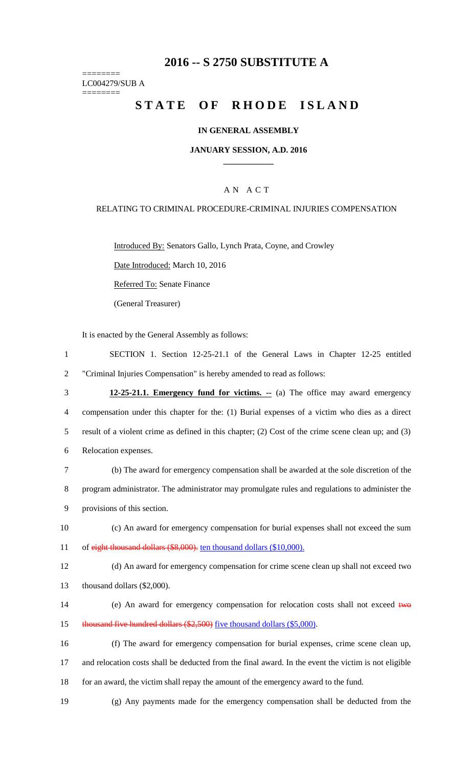# 2016 -- S 2750 SUBSTITUTE A

========
LC004279/SUB A
========

# STATE OF RHODE ISLAND

## IN GENERAL ASSEMBLY

### JANUARY SESSION, A.D. 2016

---

A N A C T

RELATING TO CRIMINAL PROCEDURE-CRIMINAL INJURIES COMPENSATION

Introduced By: Senators Gallo, Lynch Prata, Coyne, and Crowley

Date Introduced: March 10, 2016

Referred To: Senate Finance

(General Treasurer)

It is enacted by the General Assembly as follows:

1 SECTION 1. Section 12-25-21.1 of the General Laws in Chapter 12-25 entitled
2 "Criminal Injuries Compensation" is hereby amended to read as follows:

3 **12-25-21.1. Emergency fund for victims. --** (a) The office may award emergency
4 compensation under this chapter for the: (1) Burial expenses of a victim who dies as a direct
5 result of a violent crime as defined in this chapter; (2) Cost of the crime scene clean up; and (3)
6 Relocation expenses.

7 (b) The award for emergency compensation shall be awarded at the sole discretion of the
8 program administrator. The administrator may promulgate rules and regulations to administer the
9 provisions of this section.

10 (c) An award for emergency compensation for burial expenses shall not exceed the sum
11 of ~~eight thousand dollars ($8,000).~~ ten thousand dollars ($10,000).

12 (d) An award for emergency compensation for crime scene clean up shall not exceed two
13 thousand dollars ($2,000).

14 (e) An award for emergency compensation for relocation costs shall not exceed ~~two~~
15 ~~thousand five hundred dollars ($2,500)~~ five thousand dollars ($5,000).

16 (f) The award for emergency compensation for burial expenses, crime scene clean up,
17 and relocation costs shall be deducted from the final award. In the event the victim is not eligible
18 for an award, the victim shall repay the amount of the emergency award to the fund.

19 (g) Any payments made for the emergency compensation shall be deducted from the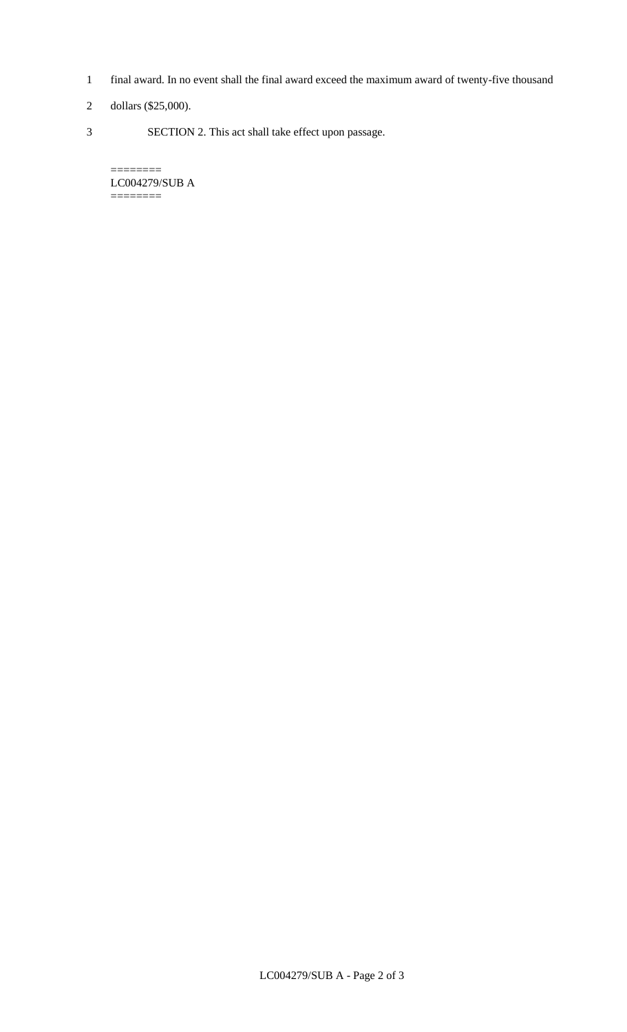final award. In no event shall the final award exceed the maximum award of twenty-five thousand dollars ($25,000).

SECTION 2. This act shall take effect upon passage.

========
LC004279/SUB A
========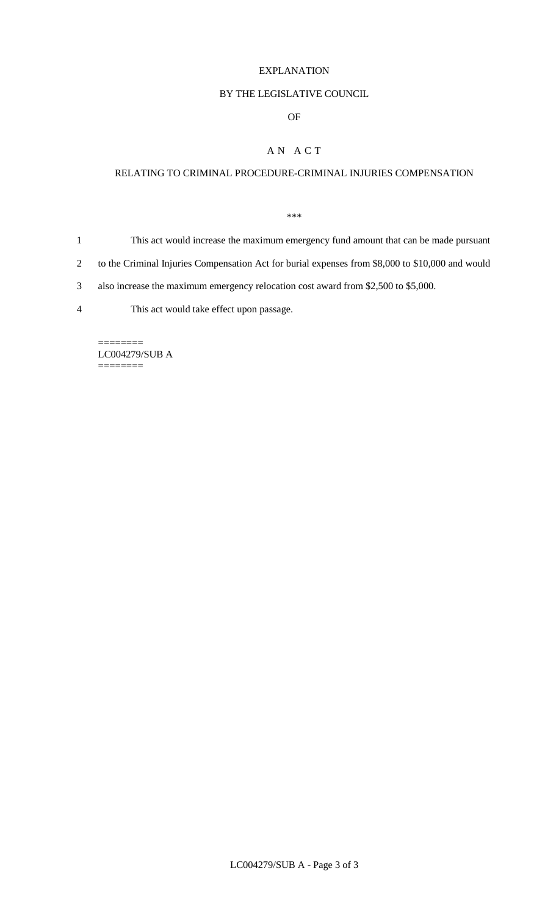EXPLANATION

BY THE LEGISLATIVE COUNCIL

OF

A N A C T

RELATING TO CRIMINAL PROCEDURE-CRIMINAL INJURIES COMPENSATION

\*\*\*

1 This act would increase the maximum emergency fund amount that can be made pursuant
2 to the Criminal Injuries Compensation Act for burial expenses from $8,000 to $10,000 and would
3 also increase the maximum emergency relocation cost award from $2,500 to $5,000.
4 This act would take effect upon passage.

========
LC004279/SUB A
========